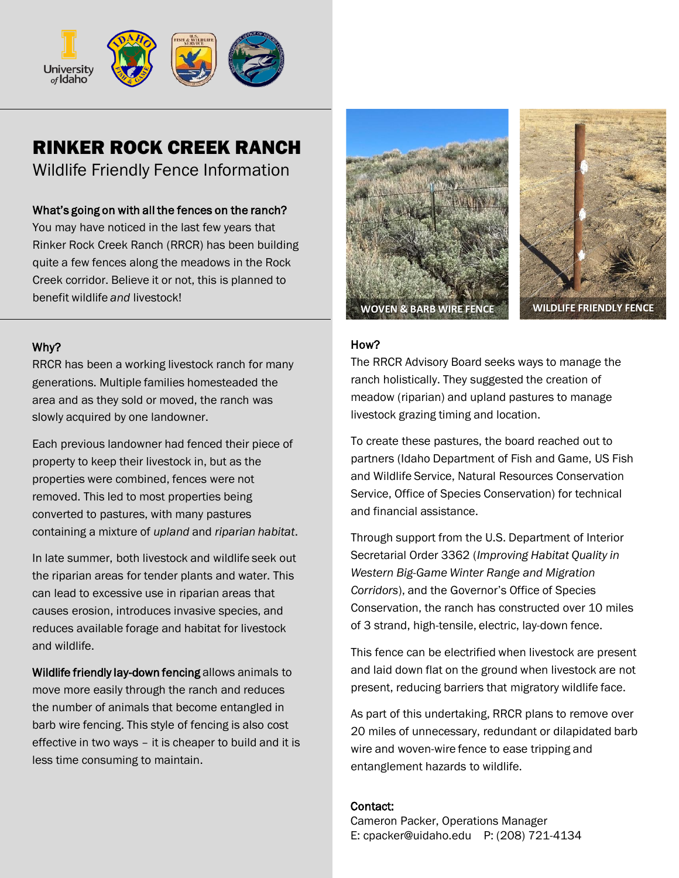# RINKER ROCK CREEK RANCH

## Wildlife Friendly Fence Information

**What's going on with all the fences on the ranch?**

You may have noticed in the last few years that Rinker Rock Creek Ranch (RRCR) has been building quite a few fences along the meadows in the Rock Creek corridor. Believe it or not, this is planned to benefit wildlife *and* livestock!

WOVEN & BARB WIRE FENCE

WILDLIFE FRIENDLY FENCE

### Why?

RRCR has been a working livestock ranch for many generations. Multiple families homesteaded the area and as they sold or moved, the ranch was slowly acquired by one landowner.

Each previous landowner had fenced their piece of property to keep their livestock in, but as the properties were combined, fences were not removed. This led to most properties being converted to pastures, with many pastures containing a mixture of *upland* and *riparian habitat*.

In late summer, both livestock and wildlife seek out the riparian areas for tender plants and water. This can lead to excessive use in riparian areas that causes erosion, introduces invasive species, and reduces available forage and habitat for livestock and wildlife.

**Wildlife friendly lay-down fencing** allows animals to move more easily through the ranch and reduces the number of animals that become entangled in barb wire fencing. This style of fencing is also cost effective in two ways – it is cheaper to build and it is less time consuming to maintain.

### How?

The RRCR Advisory Board seeks ways to manage the ranch holistically. They suggested the creation of meadow (riparian) and upland pastures to manage livestock grazing timing and location.

To create these pastures, the board reached out to partners (Idaho Department of Fish and Game, US Fish and Wildlife Service, Natural Resources Conservation Service, Office of Species Conservation) for technical and financial assistance.

Through support from the U.S. Department of Interior Secretarial Order 3362 (*Improving Habitat Quality in Western Big-Game Winter Range and Migration Corridors*), and the Governor's Office of Species Conservation, the ranch has constructed over 10 miles of 3 strand, high-tensile, electric, lay-down fence.

This fence can be electrified when livestock are present and laid down flat on the ground when livestock are not present, reducing barriers that migratory wildlife face.

As part of this undertaking, RRCR plans to remove over 20 miles of unnecessary, redundant or dilapidated barb wire and woven-wire fence to ease tripping and entanglement hazards to wildlife.

**Contact:**

Cameron Packer, Operations Manager
E: cpacker@uidaho.edu  P: (208) 721-4134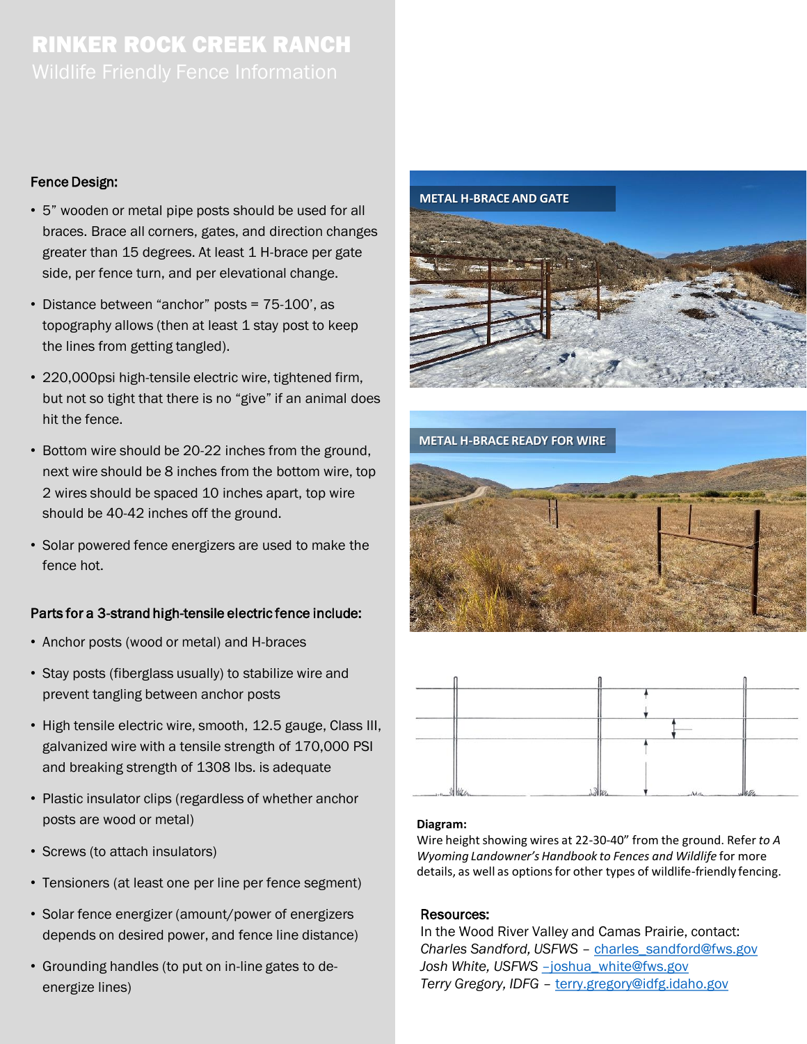# RINKER ROCK CREEK RANCH

## Wildlife Friendly Fence Information

### Fence Design:

- 5" wooden or metal pipe posts should be used for all braces. Brace all corners, gates, and direction changes greater than 15 degrees. At least 1 H-brace per gate side, per fence turn, and per elevational change.
- Distance between "anchor" posts = 75-100', as topography allows (then at least 1 stay post to keep the lines from getting tangled).
- 220,000psi high-tensile electric wire, tightened firm, but not so tight that there is no "give" if an animal does hit the fence.
- Bottom wire should be 20-22 inches from the ground, next wire should be 8 inches from the bottom wire, top 2 wires should be spaced 10 inches apart, top wire should be 40-42 inches off the ground.
- Solar powered fence energizers are used to make the fence hot.

### Parts for a 3-strand high-tensile electric fence include:

- Anchor posts (wood or metal) and H-braces
- Stay posts (fiberglass usually) to stabilize wire and prevent tangling between anchor posts
- High tensile electric wire, smooth, 12.5 gauge, Class III, galvanized wire with a tensile strength of 170,000 PSI and breaking strength of 1308 lbs. is adequate
- Plastic insulator clips (regardless of whether anchor posts are wood or metal)
- Screws (to attach insulators)
- Tensioners (at least one per line per fence segment)
- Solar fence energizer (amount/power of energizers depends on desired power, and fence line distance)
- Grounding handles (to put on in-line gates to de-energize lines)

METAL H-BRACE AND GATE

METAL H-BRACE READY FOR WIRE

**Diagram:**
Wire height showing wires at 22-30-40" from the ground. Refer *to A Wyoming Landowner's Handbook to Fences and Wildlife* for more details, as well as options for other types of wildlife-friendly fencing.

### Resources:

In the Wood River Valley and Camas Prairie, contact:
*Charles Sandford, USFWS* – charles_sandford@fws.gov
*Josh White, USFWS* –joshua_white@fws.gov
*Terry Gregory, IDFG* – terry.gregory@idfg.idaho.gov